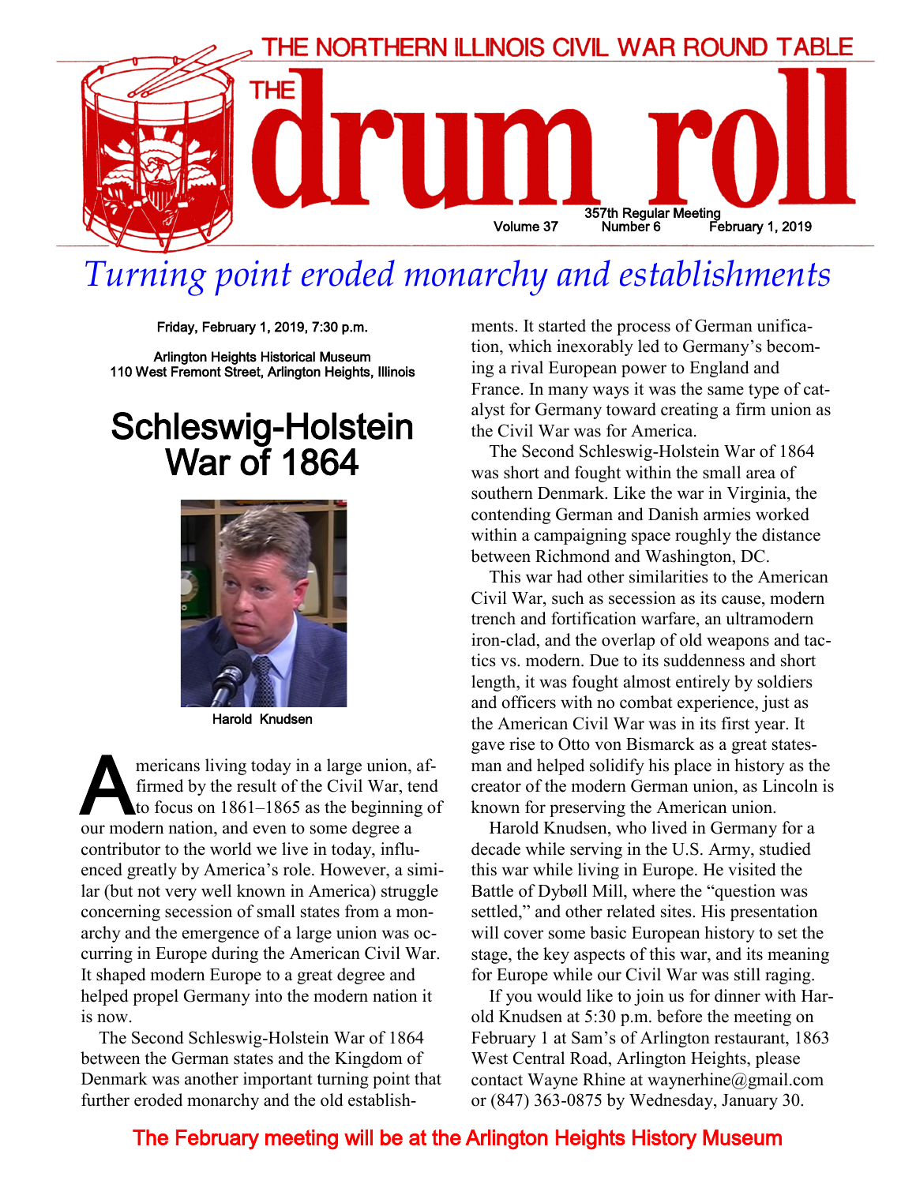# THE NORTHERN ILLINOIS CIVIL WAR ROUND TABLE

# THE drum roll

357th Regular Meeting
Volume 37 Number 6 February 1, 2019

## *Turning point eroded monarchy and establishments*

**Friday, February 1, 2019, 7:30 p.m.**

**Arlington Heights Historical Museum**
**110 West Fremont Street, Arlington Heights, Illinois**

# Schleswig-Holstein War of 1864

Harold Knudsen

Americans living today in a large union, affirmed by the result of the Civil War, tend to focus on 1861–1865 as the beginning of our modern nation, and even to some degree a contributor to the world we live in today, influenced greatly by America's role. However, a similar (but not very well known in America) struggle concerning secession of small states from a monarchy and the emergence of a large union was occurring in Europe during the American Civil War. It shaped modern Europe to a great degree and helped propel Germany into the modern nation it is now.

The Second Schleswig-Holstein War of 1864 between the German states and the Kingdom of Denmark was another important turning point that further eroded monarchy and the old establishments. It started the process of German unification, which inexorably led to Germany's becoming a rival European power to England and France. In many ways it was the same type of catalyst for Germany toward creating a firm union as the Civil War was for America.

The Second Schleswig-Holstein War of 1864 was short and fought within the small area of southern Denmark. Like the war in Virginia, the contending German and Danish armies worked within a campaigning space roughly the distance between Richmond and Washington, DC.

This war had other similarities to the American Civil War, such as secession as its cause, modern trench and fortification warfare, an ultramodern iron-clad, and the overlap of old weapons and tactics vs. modern. Due to its suddenness and short length, it was fought almost entirely by soldiers and officers with no combat experience, just as the American Civil War was in its first year. It gave rise to Otto von Bismarck as a great statesman and helped solidify his place in history as the creator of the modern German union, as Lincoln is known for preserving the American union.

Harold Knudsen, who lived in Germany for a decade while serving in the U.S. Army, studied this war while living in Europe. He visited the Battle of Dybøll Mill, where the "question was settled," and other related sites. His presentation will cover some basic European history to set the stage, the key aspects of this war, and its meaning for Europe while our Civil War was still raging.

If you would like to join us for dinner with Harold Knudsen at 5:30 p.m. before the meeting on February 1 at Sam's of Arlington restaurant, 1863 West Central Road, Arlington Heights, please contact Wayne Rhine at waynerhine@gmail.com or (847) 363-0875 by Wednesday, January 30.

**The February meeting will be at the Arlington Heights History Museum**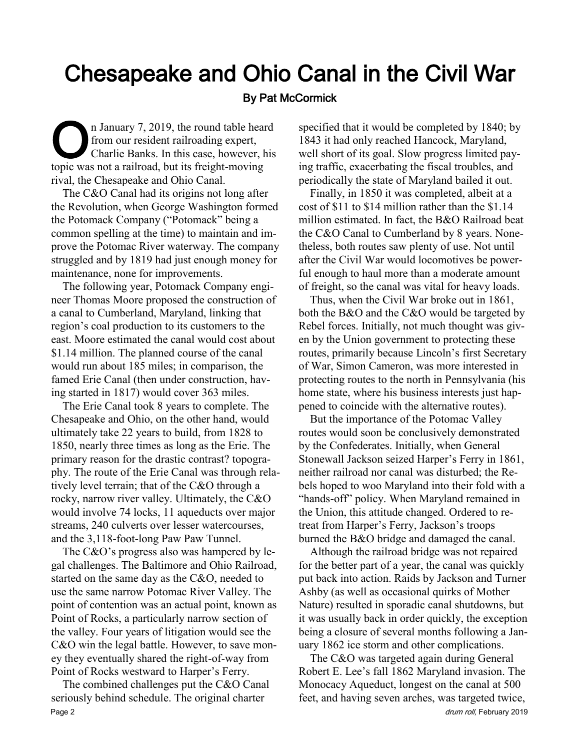# Chesapeake and Ohio Canal in the Civil War

**By Pat McCormick**

On January 7, 2019, the round table heard from our resident railroading expert, Charlie Banks. In this case, however, his topic was not a railroad, but its freight-moving rival, the Chesapeake and Ohio Canal.

The C&O Canal had its origins not long after the Revolution, when George Washington formed the Potomack Company ("Potomack" being a common spelling at the time) to maintain and improve the Potomac River waterway. The company struggled and by 1819 had just enough money for maintenance, none for improvements.

The following year, Potomack Company engineer Thomas Moore proposed the construction of a canal to Cumberland, Maryland, linking that region's coal production to its customers to the east. Moore estimated the canal would cost about \$1.14 million. The planned course of the canal would run about 185 miles; in comparison, the famed Erie Canal (then under construction, having started in 1817) would cover 363 miles.

The Erie Canal took 8 years to complete. The Chesapeake and Ohio, on the other hand, would ultimately take 22 years to build, from 1828 to 1850, nearly three times as long as the Erie. The primary reason for the drastic contrast? topography. The route of the Erie Canal was through relatively level terrain; that of the C&O through a rocky, narrow river valley. Ultimately, the C&O would involve 74 locks, 11 aqueducts over major streams, 240 culverts over lesser watercourses, and the 3,118-foot-long Paw Paw Tunnel.

The C&O's progress also was hampered by legal challenges. The Baltimore and Ohio Railroad, started on the same day as the C&O, needed to use the same narrow Potomac River Valley. The point of contention was an actual point, known as Point of Rocks, a particularly narrow section of the valley. Four years of litigation would see the C&O win the legal battle. However, to save money they eventually shared the right-of-way from Point of Rocks westward to Harper's Ferry.

The combined challenges put the C&O Canal seriously behind schedule. The original charter specified that it would be completed by 1840; by 1843 it had only reached Hancock, Maryland, well short of its goal. Slow progress limited paying traffic, exacerbating the fiscal troubles, and periodically the state of Maryland bailed it out.

Finally, in 1850 it was completed, albeit at a cost of \$11 to \$14 million rather than the \$1.14 million estimated. In fact, the B&O Railroad beat the C&O Canal to Cumberland by 8 years. Nonetheless, both routes saw plenty of use. Not until after the Civil War would locomotives be powerful enough to haul more than a moderate amount of freight, so the canal was vital for heavy loads.

Thus, when the Civil War broke out in 1861, both the B&O and the C&O would be targeted by Rebel forces. Initially, not much thought was given by the Union government to protecting these routes, primarily because Lincoln's first Secretary of War, Simon Cameron, was more interested in protecting routes to the north in Pennsylvania (his home state, where his business interests just happened to coincide with the alternative routes).

But the importance of the Potomac Valley routes would soon be conclusively demonstrated by the Confederates. Initially, when General Stonewall Jackson seized Harper's Ferry in 1861, neither railroad nor canal was disturbed; the Rebels hoped to woo Maryland into their fold with a "hands-off" policy. When Maryland remained in the Union, this attitude changed. Ordered to retreat from Harper's Ferry, Jackson's troops burned the B&O bridge and damaged the canal.

Although the railroad bridge was not repaired for the better part of a year, the canal was quickly put back into action. Raids by Jackson and Turner Ashby (as well as occasional quirks of Mother Nature) resulted in sporadic canal shutdowns, but it was usually back in order quickly, the exception being a closure of several months following a January 1862 ice storm and other complications.

The C&O was targeted again during General Robert E. Lee's fall 1862 Maryland invasion. The Monocacy Aqueduct, longest on the canal at 500 feet, and having seven arches, was targeted twice,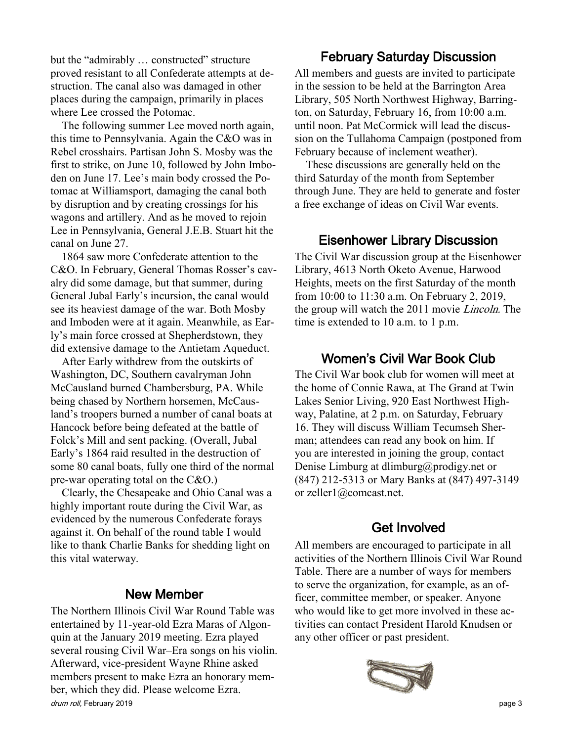but the "admirably … constructed" structure proved resistant to all Confederate attempts at destruction. The canal also was damaged in other places during the campaign, primarily in places where Lee crossed the Potomac.

The following summer Lee moved north again, this time to Pennsylvania. Again the C&O was in Rebel crosshairs. Partisan John S. Mosby was the first to strike, on June 10, followed by John Imboden on June 17. Lee's main body crossed the Potomac at Williamsport, damaging the canal both by disruption and by creating crossings for his wagons and artillery. And as he moved to rejoin Lee in Pennsylvania, General J.E.B. Stuart hit the canal on June 27.

1864 saw more Confederate attention to the C&O. In February, General Thomas Rosser's cavalry did some damage, but that summer, during General Jubal Early's incursion, the canal would see its heaviest damage of the war. Both Mosby and Imboden were at it again. Meanwhile, as Early's main force crossed at Shepherdstown, they did extensive damage to the Antietam Aqueduct.

After Early withdrew from the outskirts of Washington, DC, Southern cavalryman John McCausland burned Chambersburg, PA. While being chased by Northern horsemen, McCausland's troopers burned a number of canal boats at Hancock before being defeated at the battle of Folck's Mill and sent packing. (Overall, Jubal Early's 1864 raid resulted in the destruction of some 80 canal boats, fully one third of the normal pre-war operating total on the C&O.)

Clearly, the Chesapeake and Ohio Canal was a highly important route during the Civil War, as evidenced by the numerous Confederate forays against it. On behalf of the round table I would like to thank Charlie Banks for shedding light on this vital waterway.

## New Member

The Northern Illinois Civil War Round Table was entertained by 11-year-old Ezra Maras of Algonquin at the January 2019 meeting. Ezra played several rousing Civil War–Era songs on his violin. Afterward, vice-president Wayne Rhine asked members present to make Ezra an honorary member, which they did. Please welcome Ezra.

## February Saturday Discussion

All members and guests are invited to participate in the session to be held at the Barrington Area Library, 505 North Northwest Highway, Barrington, on Saturday, February 16, from 10:00 a.m. until noon. Pat McCormick will lead the discussion on the Tullahoma Campaign (postponed from February because of inclement weather).

These discussions are generally held on the third Saturday of the month from September through June. They are held to generate and foster a free exchange of ideas on Civil War events.

## Eisenhower Library Discussion

The Civil War discussion group at the Eisenhower Library, 4613 North Oketo Avenue, Harwood Heights, meets on the first Saturday of the month from 10:00 to 11:30 a.m. On February 2, 2019, the group will watch the 2011 movie *Lincoln*. The time is extended to 10 a.m. to 1 p.m.

## Women's Civil War Book Club

The Civil War book club for women will meet at the home of Connie Rawa, at The Grand at Twin Lakes Senior Living, 920 East Northwest Highway, Palatine, at 2 p.m. on Saturday, February 16. They will discuss William Tecumseh Sherman; attendees can read any book on him. If you are interested in joining the group, contact Denise Limburg at dlimburg@prodigy.net or (847) 212-5313 or Mary Banks at (847) 497-3149 or zeller1@comcast.net.

## Get Involved

All members are encouraged to participate in all activities of the Northern Illinois Civil War Round Table. There are a number of ways for members to serve the organization, for example, as an officer, committee member, or speaker. Anyone who would like to get more involved in these activities can contact President Harold Knudsen or any other officer or past president.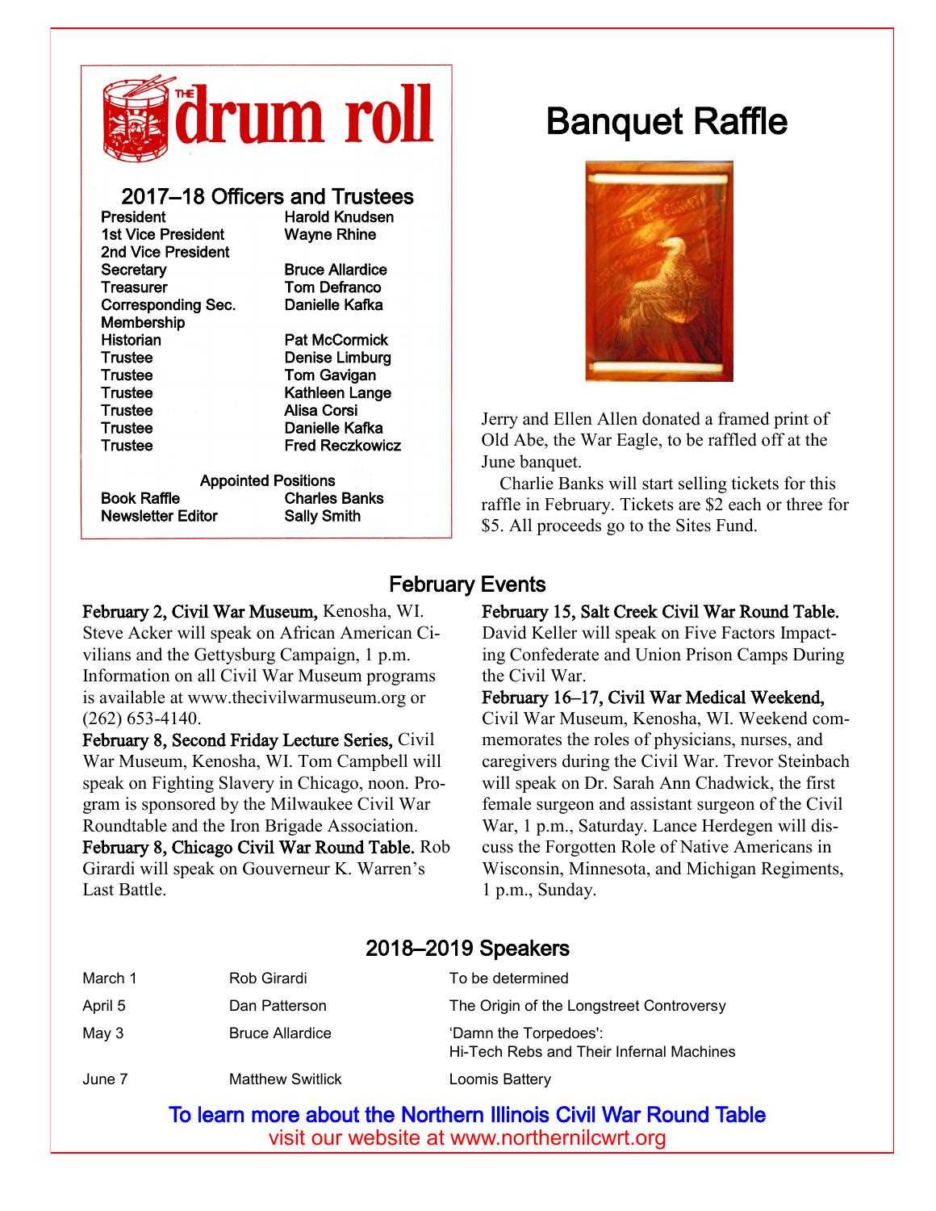# the drum roll

## 2017–18 Officers and Trustees

| | |
|---|---|
| President | Harold Knudsen |
| 1st Vice President | Wayne Rhine |
| 2nd Vice President | |
| Secretary | Bruce Allardice |
| Treasurer | Tom Defranco |
| Corresponding Sec. | Danielle Kafka |
| Membership | |
| Historian | Pat McCormick |
| Trustee | Denise Limburg |
| Trustee | Tom Gavigan |
| Trustee | Kathleen Lange |
| Trustee | Alisa Corsi |
| Trustee | Danielle Kafka |
| Trustee | Fred Reczkowicz |

**Appointed Positions**

| | |
|---|---|
| Book Raffle | Charles Banks |
| Newsletter Editor | Sally Smith |

# Banquet Raffle

Jerry and Ellen Allen donated a framed print of Old Abe, the War Eagle, to be raffled off at the June banquet.

Charlie Banks will start selling tickets for this raffle in February. Tickets are $2 each or three for $5. All proceeds go to the Sites Fund.

## February Events

**February 2, Civil War Museum,** Kenosha, WI. Steve Acker will speak on African American Civilians and the Gettysburg Campaign, 1 p.m. Information on all Civil War Museum programs is available at www.thecivilwarmuseum.org or (262) 653-4140.

**February 8, Second Friday Lecture Series,** Civil War Museum, Kenosha, WI. Tom Campbell will speak on Fighting Slavery in Chicago, noon. Program is sponsored by the Milwaukee Civil War Roundtable and the Iron Brigade Association.

**February 8, Chicago Civil War Round Table.** Rob Girardi will speak on Gouverneur K. Warren's Last Battle.

**February 15, Salt Creek Civil War Round Table.** David Keller will speak on Five Factors Impacting Confederate and Union Prison Camps During the Civil War.

**February 16–17, Civil War Medical Weekend,** Civil War Museum, Kenosha, WI. Weekend commemorates the roles of physicians, nurses, and caregivers during the Civil War. Trevor Steinbach will speak on Dr. Sarah Ann Chadwick, the first female surgeon and assistant surgeon of the Civil War, 1 p.m., Saturday. Lance Herdegen will discuss the Forgotten Role of Native Americans in Wisconsin, Minnesota, and Michigan Regiments, 1 p.m., Sunday.

## 2018–2019 Speakers

| | | |
|---|---|---|
| March 1 | Rob Girardi | To be determined |
| April 5 | Dan Patterson | The Origin of the Longstreet Controversy |
| May 3 | Bruce Allardice | 'Damn the Torpedoes': Hi-Tech Rebs and Their Infernal Machines |
| June 7 | Matthew Switlick | Loomis Battery |

To learn more about the Northern Illinois Civil War Round Table
visit our website at www.northernilcwrt.org